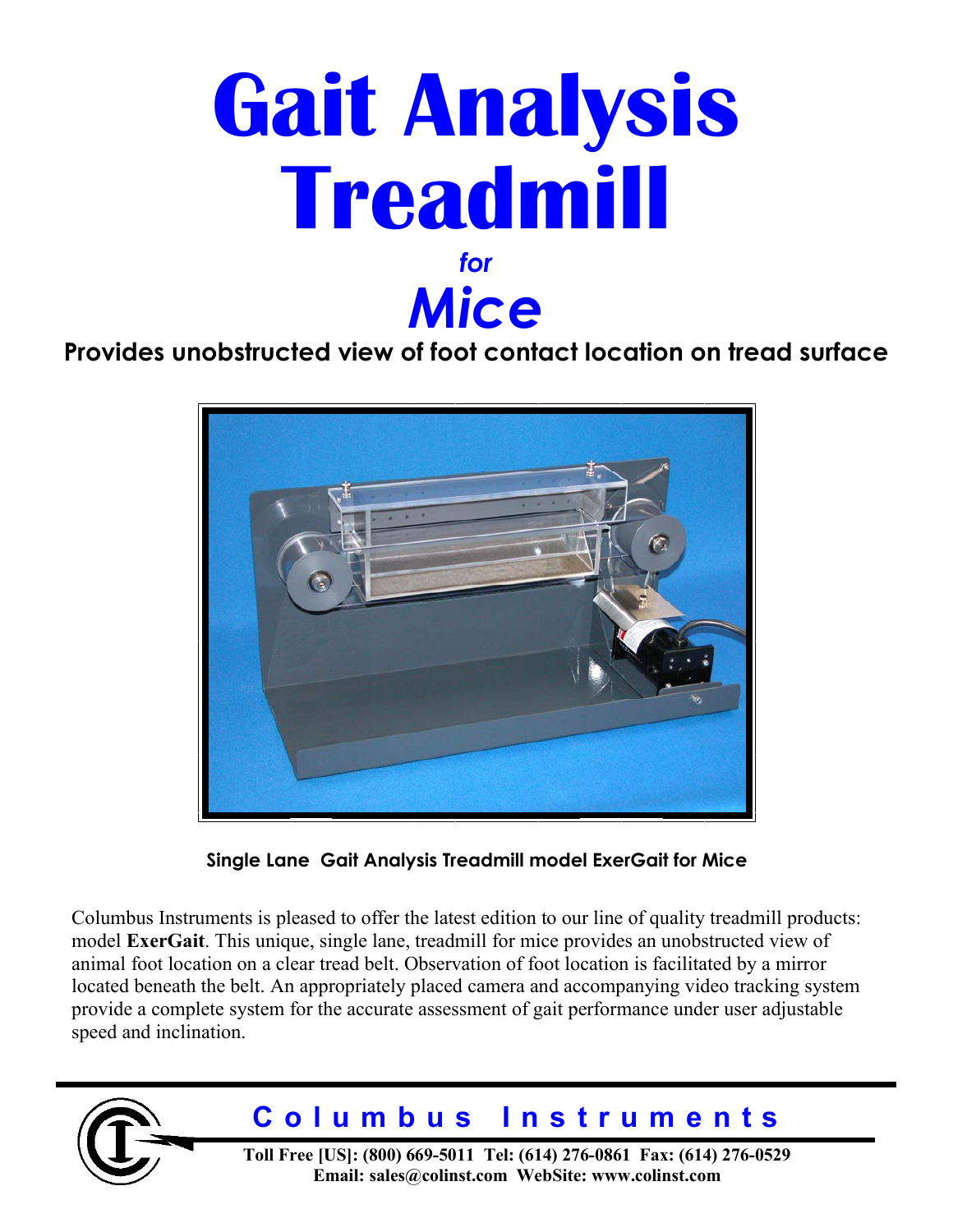# Gait Analysis Treadmill

*for*

# *Mice*

**Provides unobstructed view of foot contact location on tread surface**

**Single Lane Gait Analysis Treadmill model ExerGait for Mice**

Columbus Instruments is pleased to offer the latest edition to our line of quality treadmill products: model **ExerGait**. This unique, single lane, treadmill for mice provides an unobstructed view of animal foot location on a clear tread belt. Observation of foot location is facilitated by a mirror located beneath the belt. An appropriately placed camera and accompanying video tracking system provide a complete system for the accurate assessment of gait performance under user adjustable speed and inclination.

**Columbus Instruments**

**Toll Free [US]: (800) 669-5011 Tel: (614) 276-0861 Fax: (614) 276-0529**
**Email: sales@colinst.com WebSite: www.colinst.com**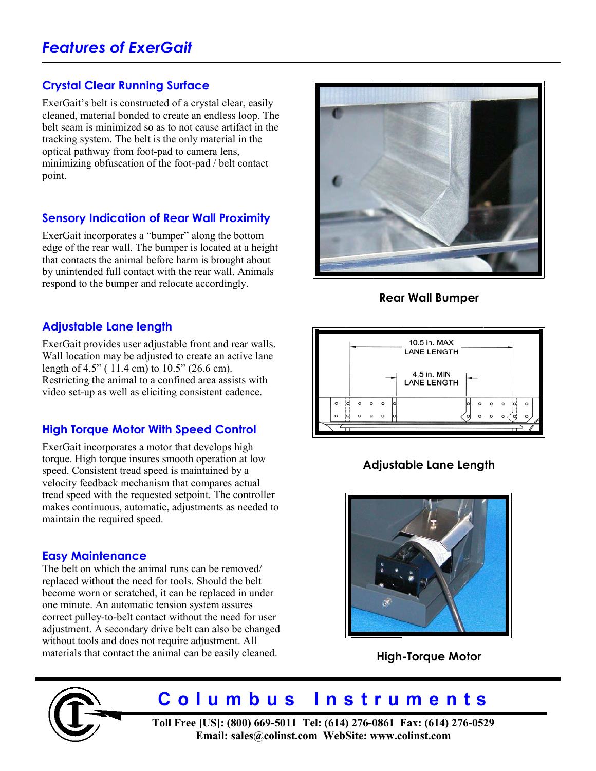# Features of ExerGait

## Crystal Clear Running Surface

ExerGait's belt is constructed of a crystal clear, easily cleaned, material bonded to create an endless loop. The belt seam is minimized so as to not cause artifact in the tracking system. The belt is the only material in the optical pathway from foot-pad to camera lens, minimizing obfuscation of the foot-pad / belt contact point.

## Sensory Indication of Rear Wall Proximity

ExerGait incorporates a "bumper" along the bottom edge of the rear wall. The bumper is located at a height that contacts the animal before harm is brought about by unintended full contact with the rear wall. Animals respond to the bumper and relocate accordingly.

**Rear Wall Bumper**

## Adjustable Lane length

ExerGait provides user adjustable front and rear walls. Wall location may be adjusted to create an active lane length of 4.5" ( 11.4 cm) to 10.5" (26.6 cm). Restricting the animal to a confined area assists with video set-up as well as eliciting consistent cadence.

10.5 in. MAX LANE LENGTH

4.5 in. MIN LANE LENGTH

**Adjustable Lane Length**

## High Torque Motor With Speed Control

ExerGait incorporates a motor that develops high torque. High torque insures smooth operation at low speed. Consistent tread speed is maintained by a velocity feedback mechanism that compares actual tread speed with the requested setpoint. The controller makes continuous, automatic, adjustments as needed to maintain the required speed.

**High-Torque Motor**

## Easy Maintenance

The belt on which the animal runs can be removed/ replaced without the need for tools. Should the belt become worn or scratched, it can be replaced in under one minute. An automatic tension system assures correct pulley-to-belt contact without the need for user adjustment. A secondary drive belt can also be changed without tools and does not require adjustment. All materials that contact the animal can be easily cleaned.

**Columbus Instruments**

Toll Free [US]: (800) 669-5011 Tel: (614) 276-0861 Fax: (614) 276-0529
Email: sales@colinst.com WebSite: www.colinst.com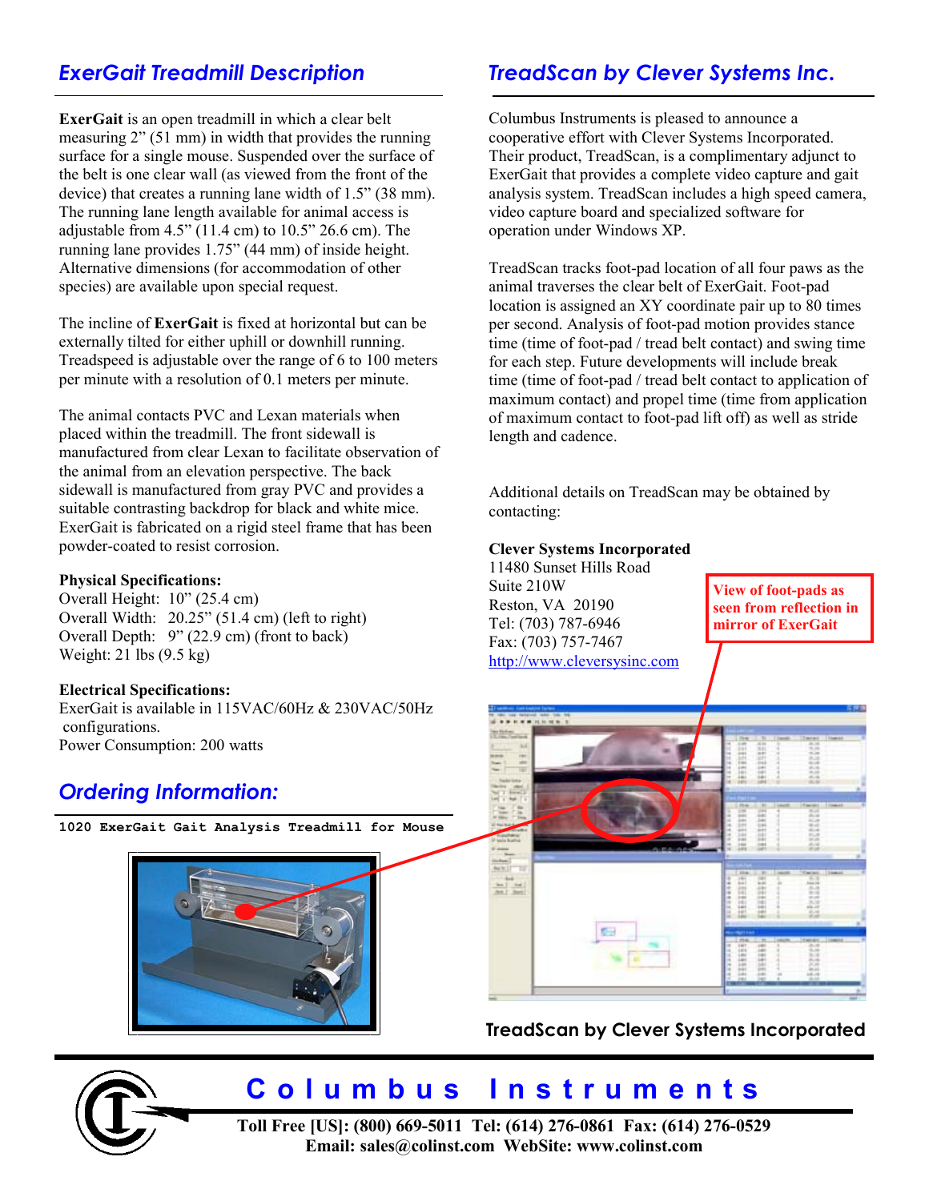## ExerGait Treadmill Description

**ExerGait** is an open treadmill in which a clear belt measuring 2" (51 mm) in width that provides the running surface for a single mouse. Suspended over the surface of the belt is one clear wall (as viewed from the front of the device) that creates a running lane width of 1.5" (38 mm). The running lane length available for animal access is adjustable from 4.5" (11.4 cm) to 10.5" 26.6 cm). The running lane provides 1.75" (44 mm) of inside height. Alternative dimensions (for accommodation of other species) are available upon special request.

The incline of **ExerGait** is fixed at horizontal but can be externally tilted for either uphill or downhill running. Treadspeed is adjustable over the range of 6 to 100 meters per minute with a resolution of 0.1 meters per minute.

The animal contacts PVC and Lexan materials when placed within the treadmill. The front sidewall is manufactured from clear Lexan to facilitate observation of the animal from an elevation perspective. The back sidewall is manufactured from gray PVC and provides a suitable contrasting backdrop for black and white mice. ExerGait is fabricated on a rigid steel frame that has been powder-coated to resist corrosion.

**Physical Specifications:**
Overall Height: 10" (25.4 cm)
Overall Width: 20.25" (51.4 cm) (left to right)
Overall Depth: 9" (22.9 cm) (front to back)
Weight: 21 lbs (9.5 kg)

**Electrical Specifications:**
ExerGait is available in 115VAC/60Hz & 230VAC/50Hz configurations.
Power Consumption: 200 watts

## Ordering Information:

```
1020 ExerGait Gait Analysis Treadmill for Mouse
```

## TreadScan by Clever Systems Inc.

Columbus Instruments is pleased to announce a cooperative effort with Clever Systems Incorporated. Their product, TreadScan, is a complimentary adjunct to ExerGait that provides a complete video capture and gait analysis system. TreadScan includes a high speed camera, video capture board and specialized software for operation under Windows XP.

TreadScan tracks foot-pad location of all four paws as the animal traverses the clear belt of ExerGait. Foot-pad location is assigned an XY coordinate pair up to 80 times per second. Analysis of foot-pad motion provides stance time (time of foot-pad / tread belt contact) and swing time for each step. Future developments will include break time (time of foot-pad / tread belt contact to application of maximum contact) and propel time (time from application of maximum contact to foot-pad lift off) as well as stride length and cadence.

Additional details on TreadScan may be obtained by contacting:

**Clever Systems Incorporated**
11480 Sunset Hills Road
Suite 210W
Reston, VA 20190
Tel: (703) 787-6946
Fax: (703) 757-7467
http://www.cleversysinc.com

View of foot-pads as seen from reflection in mirror of ExerGait

TreadScan by Clever Systems Incorporated

**Columbus Instruments**

**Toll Free [US]: (800) 669-5011 Tel: (614) 276-0861 Fax: (614) 276-0529**
**Email: sales@colinst.com WebSite: www.colinst.com**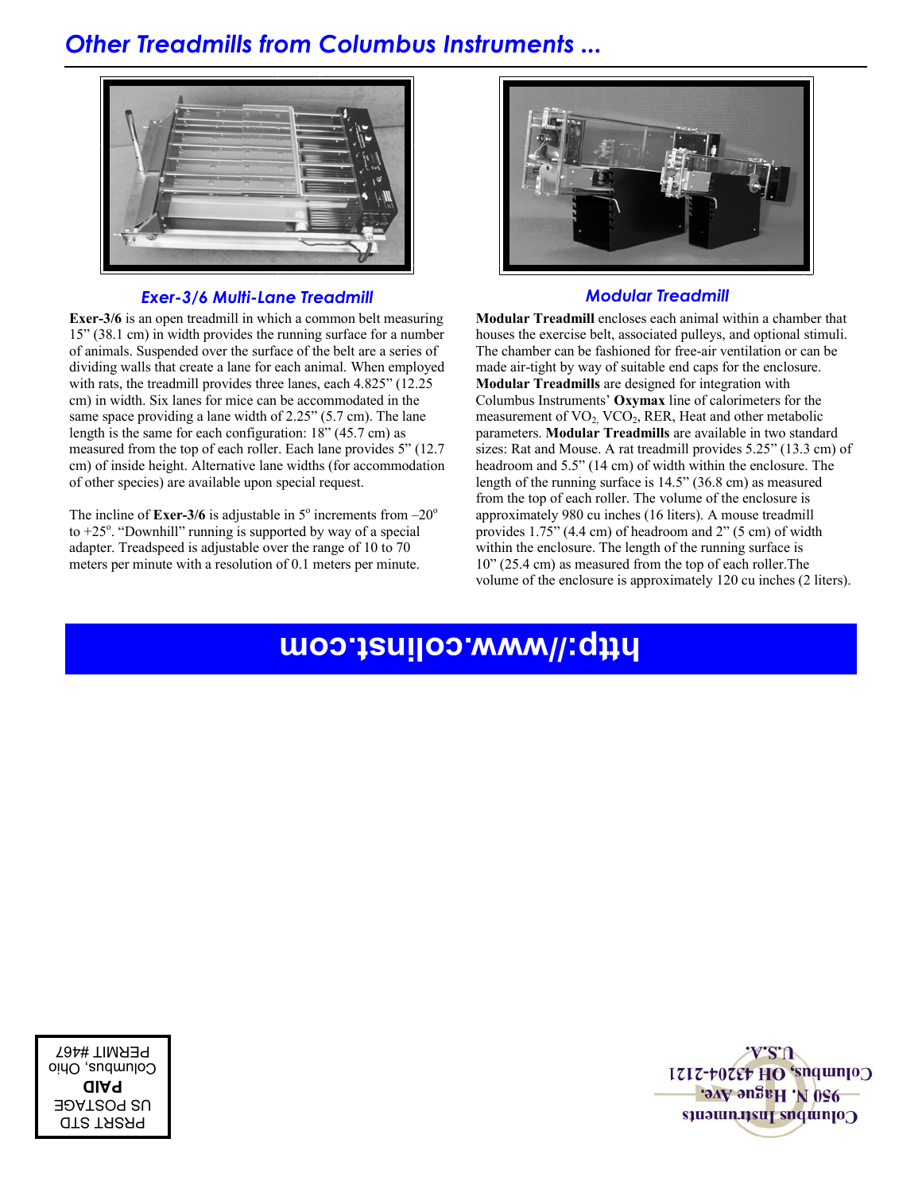# Other Treadmills from Columbus Instruments ...

### Exer-3/6 Multi-Lane Treadmill

**Exer-3/6** is an open treadmill in which a common belt measuring 15" (38.1 cm) in width provides the running surface for a number of animals. Suspended over the surface of the belt are a series of dividing walls that create a lane for each animal. When employed with rats, the treadmill provides three lanes, each 4.825" (12.25 cm) in width. Six lanes for mice can be accommodated in the same space providing a lane width of 2.25" (5.7 cm). The lane length is the same for each configuration: 18" (45.7 cm) as measured from the top of each roller. Each lane provides 5" (12.7 cm) of inside height. Alternative lane widths (for accommodation of other species) are available upon special request.

The incline of **Exer-3/6** is adjustable in $5^o$ increments from $-20^o$ to $+25^o$. "Downhill" running is supported by way of a special adapter. Treadspeed is adjustable over the range of 10 to 70 meters per minute with a resolution of 0.1 meters per minute.

### Modular Treadmill

**Modular Treadmill** encloses each animal within a chamber that houses the exercise belt, associated pulleys, and optional stimuli. The chamber can be fashioned for free-air ventilation or can be made air-tight by way of suitable end caps for the enclosure. **Modular Treadmills** are designed for integration with Columbus Instruments' **Oxymax** line of calorimeters for the measurement of $VO_2$, $VCO_2$, RER, Heat and other metabolic parameters. **Modular Treadmills** are available in two standard sizes: Rat and Mouse. A rat treadmill provides 5.25" (13.3 cm) of headroom and 5.5" (14 cm) of width within the enclosure. The length of the running surface is 14.5" (36.8 cm) as measured from the top of each roller. The volume of the enclosure is approximately 980 cu inches (16 liters). A mouse treadmill provides 1.75" (4.4 cm) of headroom and 2" (5 cm) of width within the enclosure. The length of the running surface is 10" (25.4 cm) as measured from the top of each roller.The volume of the enclosure is approximately 120 cu inches (2 liters).

http://www.colinst.com

PRSRT STD
US POSTAGE
**PAID**
Columbus, Ohio
PERMIT #467

**Columbus Instruments**
**950 N. Hague Ave.**
**Columbus, OH 43204-2121**
**U.S.A.**